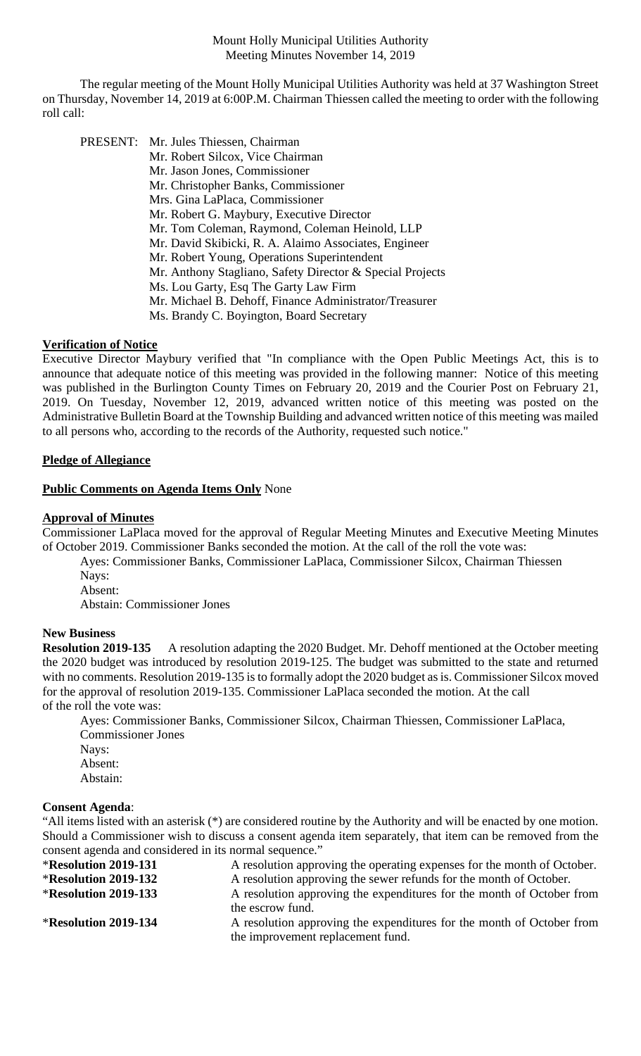Mount Holly Municipal Utilities Authority
Meeting Minutes November 14, 2019

The regular meeting of the Mount Holly Municipal Utilities Authority was held at 37 Washington Street on Thursday, November 14, 2019 at 6:00P.M. Chairman Thiessen called the meeting to order with the following roll call:

PRESENT:
- Mr. Jules Thiessen, Chairman
- Mr. Robert Silcox, Vice Chairman
- Mr. Jason Jones, Commissioner
- Mr. Christopher Banks, Commissioner
- Mrs. Gina LaPlaca, Commissioner
- Mr. Robert G. Maybury, Executive Director
- Mr. Tom Coleman, Raymond, Coleman Heinold, LLP
- Mr. David Skibicki, R. A. Alaimo Associates, Engineer
- Mr. Robert Young, Operations Superintendent
- Mr. Anthony Stagliano, Safety Director & Special Projects
- Ms. Lou Garty, Esq The Garty Law Firm
- Mr. Michael B. Dehoff, Finance Administrator/Treasurer
- Ms. Brandy C. Boyington, Board Secretary

**Verification of Notice**

Executive Director Maybury verified that "In compliance with the Open Public Meetings Act, this is to announce that adequate notice of this meeting was provided in the following manner: Notice of this meeting was published in the Burlington County Times on February 20, 2019 and the Courier Post on February 21, 2019. On Tuesday, November 12, 2019, advanced written notice of this meeting was posted on the Administrative Bulletin Board at the Township Building and advanced written notice of this meeting was mailed to all persons who, according to the records of the Authority, requested such notice."

**Pledge of Allegiance**

**Public Comments on Agenda Items Only** None

**Approval of Minutes**

Commissioner LaPlaca moved for the approval of Regular Meeting Minutes and Executive Meeting Minutes of October 2019. Commissioner Banks seconded the motion. At the call of the roll the vote was:

Ayes: Commissioner Banks, Commissioner LaPlaca, Commissioner Silcox, Chairman Thiessen
Nays:
Absent:
Abstain: Commissioner Jones

**New Business**

**Resolution 2019-135** A resolution adapting the 2020 Budget. Mr. Dehoff mentioned at the October meeting the 2020 budget was introduced by resolution 2019-125. The budget was submitted to the state and returned with no comments. Resolution 2019-135 is to formally adopt the 2020 budget as is. Commissioner Silcox moved for the approval of resolution 2019-135. Commissioner LaPlaca seconded the motion. At the call of the roll the vote was:

Ayes: Commissioner Banks, Commissioner Silcox, Chairman Thiessen, Commissioner LaPlaca, Commissioner Jones
Nays:
Absent:
Abstain:

**Consent Agenda**:

"All items listed with an asterisk (*) are considered routine by the Authority and will be enacted by one motion. Should a Commissioner wish to discuss a consent agenda item separately, that item can be removed from the consent agenda and considered in its normal sequence."

*__Resolution 2019-131__ A resolution approving the operating expenses for the month of October.

*__Resolution 2019-132__ A resolution approving the sewer refunds for the month of October.

*__Resolution 2019-133__ A resolution approving the expenditures for the month of October from the escrow fund.

*__Resolution 2019-134__ A resolution approving the expenditures for the month of October from the improvement replacement fund.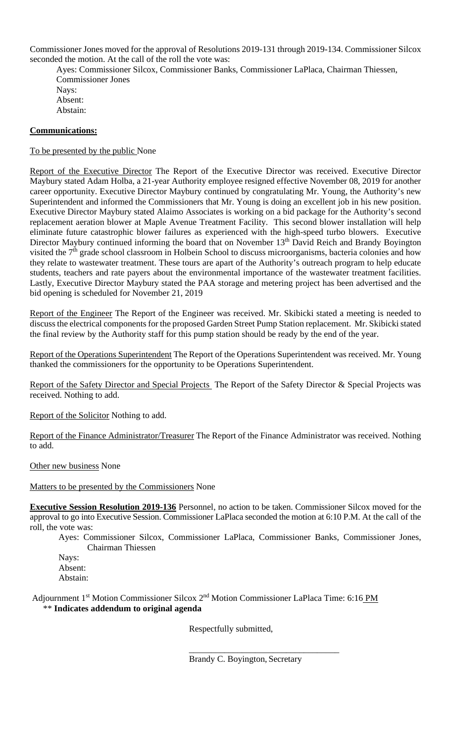Commissioner Jones moved for the approval of Resolutions 2019-131 through 2019-134. Commissioner Silcox seconded the motion. At the call of the roll the vote was:

Ayes: Commissioner Silcox, Commissioner Banks, Commissioner LaPlaca, Chairman Thiessen, Commissioner Jones
Nays:
Absent:
Abstain:

**Communications:**

To be presented by the public None

Report of the Executive Director The Report of the Executive Director was received. Executive Director Maybury stated Adam Holba, a 21-year Authority employee resigned effective November 08, 2019 for another career opportunity. Executive Director Maybury continued by congratulating Mr. Young, the Authority's new Superintendent and informed the Commissioners that Mr. Young is doing an excellent job in his new position. Executive Director Maybury stated Alaimo Associates is working on a bid package for the Authority's second replacement aeration blower at Maple Avenue Treatment Facility. This second blower installation will help eliminate future catastrophic blower failures as experienced with the high-speed turbo blowers. Executive Director Maybury continued informing the board that on November 13th David Reich and Brandy Boyington visited the 7th grade school classroom in Holbein School to discuss microorganisms, bacteria colonies and how they relate to wastewater treatment. These tours are apart of the Authority's outreach program to help educate students, teachers and rate payers about the environmental importance of the wastewater treatment facilities. Lastly, Executive Director Maybury stated the PAA storage and metering project has been advertised and the bid opening is scheduled for November 21, 2019

Report of the Engineer The Report of the Engineer was received. Mr. Skibicki stated a meeting is needed to discuss the electrical components for the proposed Garden Street Pump Station replacement. Mr. Skibicki stated the final review by the Authority staff for this pump station should be ready by the end of the year.

Report of the Operations Superintendent The Report of the Operations Superintendent was received. Mr. Young thanked the commissioners for the opportunity to be Operations Superintendent.

Report of the Safety Director and Special Projects The Report of the Safety Director & Special Projects was received. Nothing to add.

Report of the Solicitor Nothing to add.

Report of the Finance Administrator/Treasurer The Report of the Finance Administrator was received. Nothing to add.

Other new business None

Matters to be presented by the Commissioners None

**Executive Session Resolution 2019-136** Personnel, no action to be taken. Commissioner Silcox moved for the approval to go into Executive Session. Commissioner LaPlaca seconded the motion at 6:10 P.M. At the call of the roll, the vote was:

Ayes: Commissioner Silcox, Commissioner LaPlaca, Commissioner Banks, Commissioner Jones, Chairman Thiessen
Nays:
Absent:
Abstain:

Adjournment 1st Motion Commissioner Silcox 2nd Motion Commissioner LaPlaca Time: 6:16 PM

** **Indicates addendum to original agenda**

Respectfully submitted,

\_\_\_\_\_\_\_\_\_\_\_\_\_\_\_\_\_\_\_\_\_\_\_\_\_\_\_\_\_\_\_\_\_\_\_

Brandy C. Boyington, Secretary